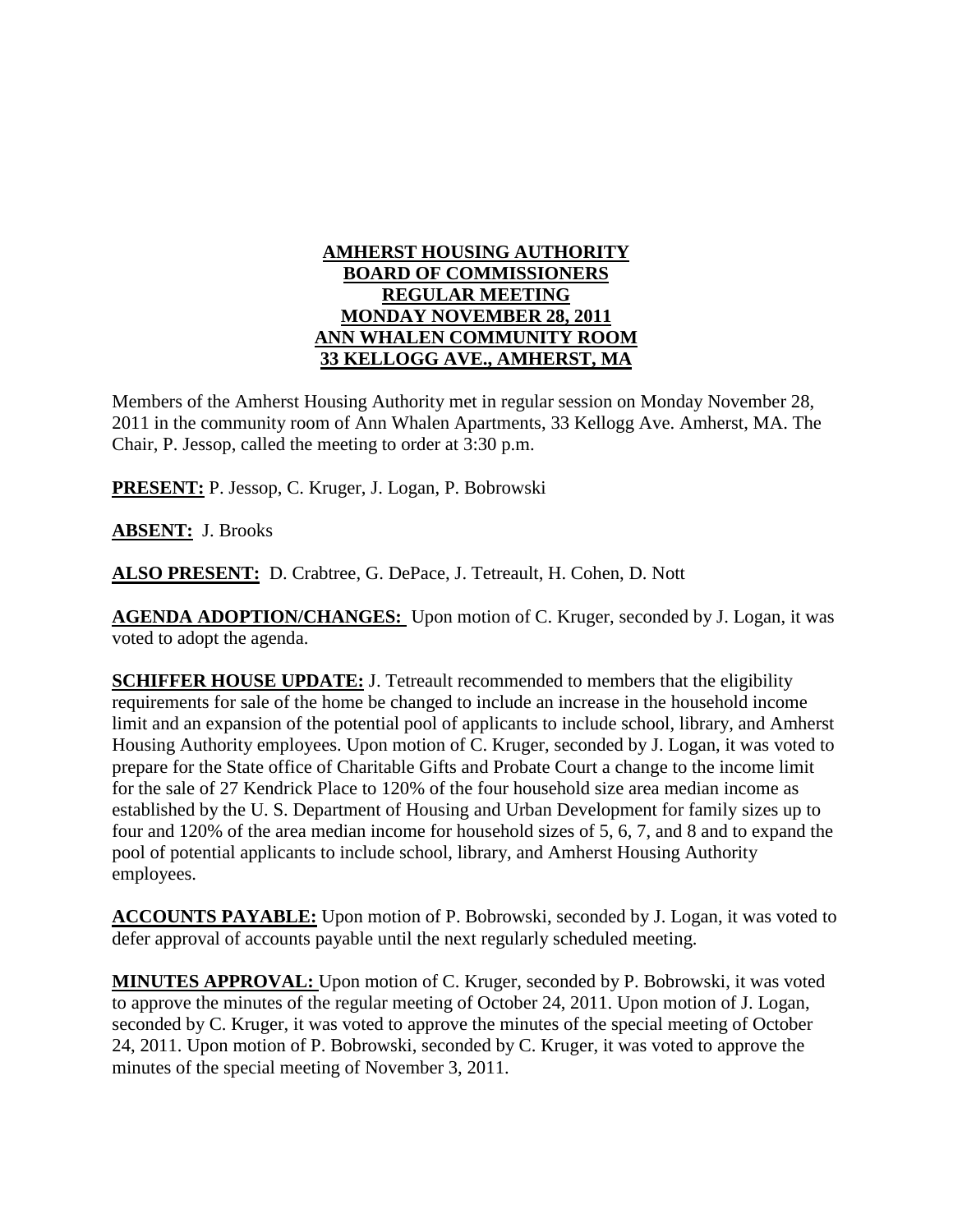**AMHERST HOUSING AUTHORITY**
**BOARD OF COMMISSIONERS**
**REGULAR MEETING**
**MONDAY NOVEMBER 28, 2011**
**ANN WHALEN COMMUNITY ROOM**
**33 KELLOGG AVE., AMHERST, MA**

Members of the Amherst Housing Authority met in regular session on Monday November 28, 2011 in the community room of Ann Whalen Apartments, 33 Kellogg Ave. Amherst, MA. The Chair, P. Jessop, called the meeting to order at 3:30 p.m.

**PRESENT:** P. Jessop, C. Kruger, J. Logan, P. Bobrowski

**ABSENT:** J. Brooks

**ALSO PRESENT:** D. Crabtree, G. DePace, J. Tetreault, H. Cohen, D. Nott

**AGENDA ADOPTION/CHANGES:** Upon motion of C. Kruger, seconded by J. Logan, it was voted to adopt the agenda.

**SCHIFFER HOUSE UPDATE:** J. Tetreault recommended to members that the eligibility requirements for sale of the home be changed to include an increase in the household income limit and an expansion of the potential pool of applicants to include school, library, and Amherst Housing Authority employees. Upon motion of C. Kruger, seconded by J. Logan, it was voted to prepare for the State office of Charitable Gifts and Probate Court a change to the income limit for the sale of 27 Kendrick Place to 120% of the four household size area median income as established by the U. S. Department of Housing and Urban Development for family sizes up to four and 120% of the area median income for household sizes of 5, 6, 7, and 8 and to expand the pool of potential applicants to include school, library, and Amherst Housing Authority employees.

**ACCOUNTS PAYABLE:** Upon motion of P. Bobrowski, seconded by J. Logan, it was voted to defer approval of accounts payable until the next regularly scheduled meeting.

**MINUTES APPROVAL:** Upon motion of C. Kruger, seconded by P. Bobrowski, it was voted to approve the minutes of the regular meeting of October 24, 2011. Upon motion of J. Logan, seconded by C. Kruger, it was voted to approve the minutes of the special meeting of October 24, 2011. Upon motion of P. Bobrowski, seconded by C. Kruger, it was voted to approve the minutes of the special meeting of November 3, 2011.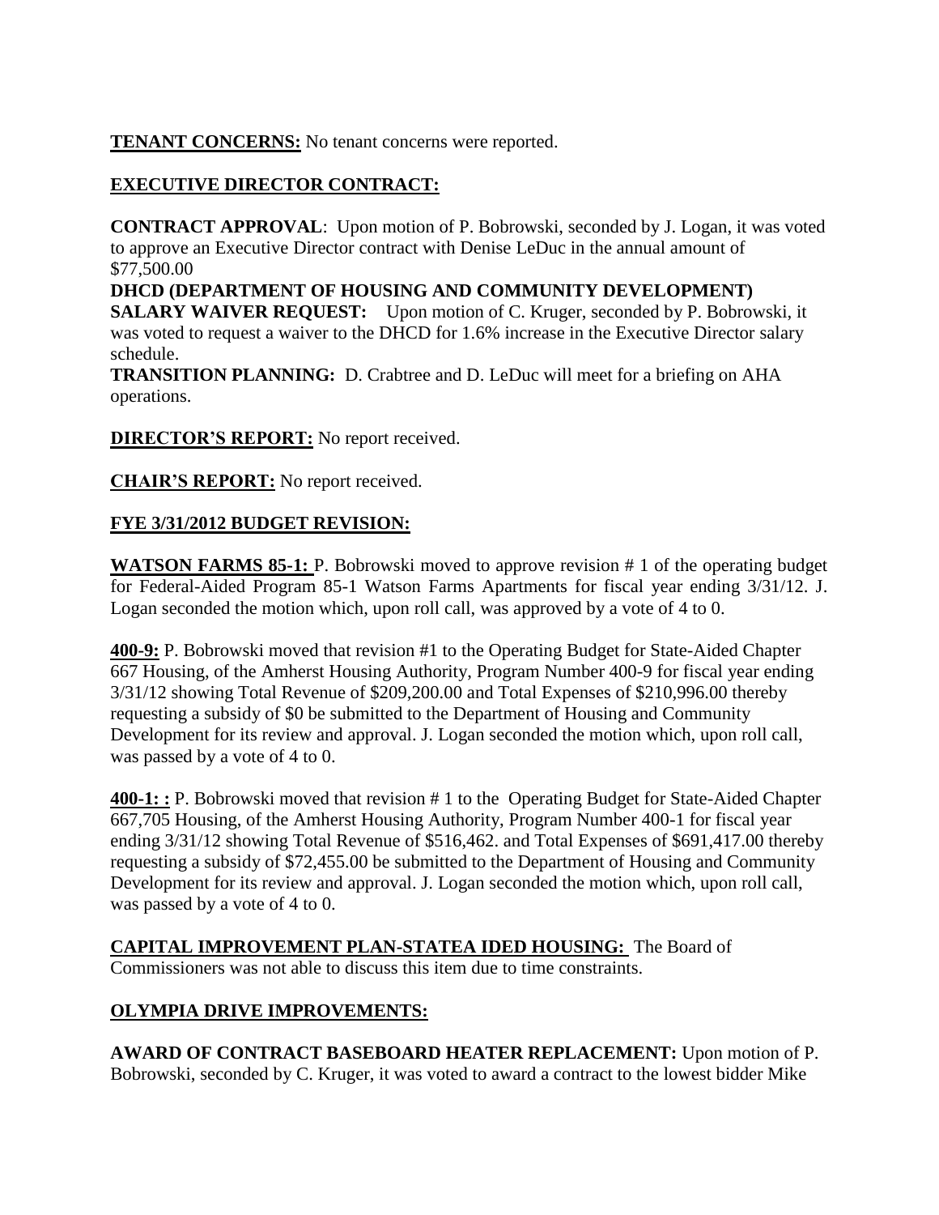**TENANT CONCERNS:** No tenant concerns were reported.

**EXECUTIVE DIRECTOR CONTRACT:**

**CONTRACT APPROVAL**: Upon motion of P. Bobrowski, seconded by J. Logan, it was voted to approve an Executive Director contract with Denise LeDuc in the annual amount of $77,500.00

**DHCD (DEPARTMENT OF HOUSING AND COMMUNITY DEVELOPMENT) SALARY WAIVER REQUEST:** Upon motion of C. Kruger, seconded by P. Bobrowski, it was voted to request a waiver to the DHCD for 1.6% increase in the Executive Director salary schedule.

**TRANSITION PLANNING:** D. Crabtree and D. LeDuc will meet for a briefing on AHA operations.

**DIRECTOR'S REPORT:** No report received.

**CHAIR'S REPORT:** No report received.

**FYE 3/31/2012 BUDGET REVISION:**

**WATSON FARMS 85-1:** P. Bobrowski moved to approve revision # 1 of the operating budget for Federal-Aided Program 85-1 Watson Farms Apartments for fiscal year ending 3/31/12. J. Logan seconded the motion which, upon roll call, was approved by a vote of 4 to 0.

**400-9:** P. Bobrowski moved that revision #1 to the Operating Budget for State-Aided Chapter 667 Housing, of the Amherst Housing Authority, Program Number 400-9 for fiscal year ending 3/31/12 showing Total Revenue of $209,200.00 and Total Expenses of $210,996.00 thereby requesting a subsidy of $0 be submitted to the Department of Housing and Community Development for its review and approval. J. Logan seconded the motion which, upon roll call, was passed by a vote of 4 to 0.

**400-1: :** P. Bobrowski moved that revision # 1 to the Operating Budget for State-Aided Chapter 667,705 Housing, of the Amherst Housing Authority, Program Number 400-1 for fiscal year ending 3/31/12 showing Total Revenue of $516,462. and Total Expenses of $691,417.00 thereby requesting a subsidy of $72,455.00 be submitted to the Department of Housing and Community Development for its review and approval. J. Logan seconded the motion which, upon roll call, was passed by a vote of 4 to 0.

**CAPITAL IMPROVEMENT PLAN-STATEA IDED HOUSING:** The Board of Commissioners was not able to discuss this item due to time constraints.

**OLYMPIA DRIVE IMPROVEMENTS:**

**AWARD OF CONTRACT BASEBOARD HEATER REPLACEMENT:** Upon motion of P. Bobrowski, seconded by C. Kruger, it was voted to award a contract to the lowest bidder Mike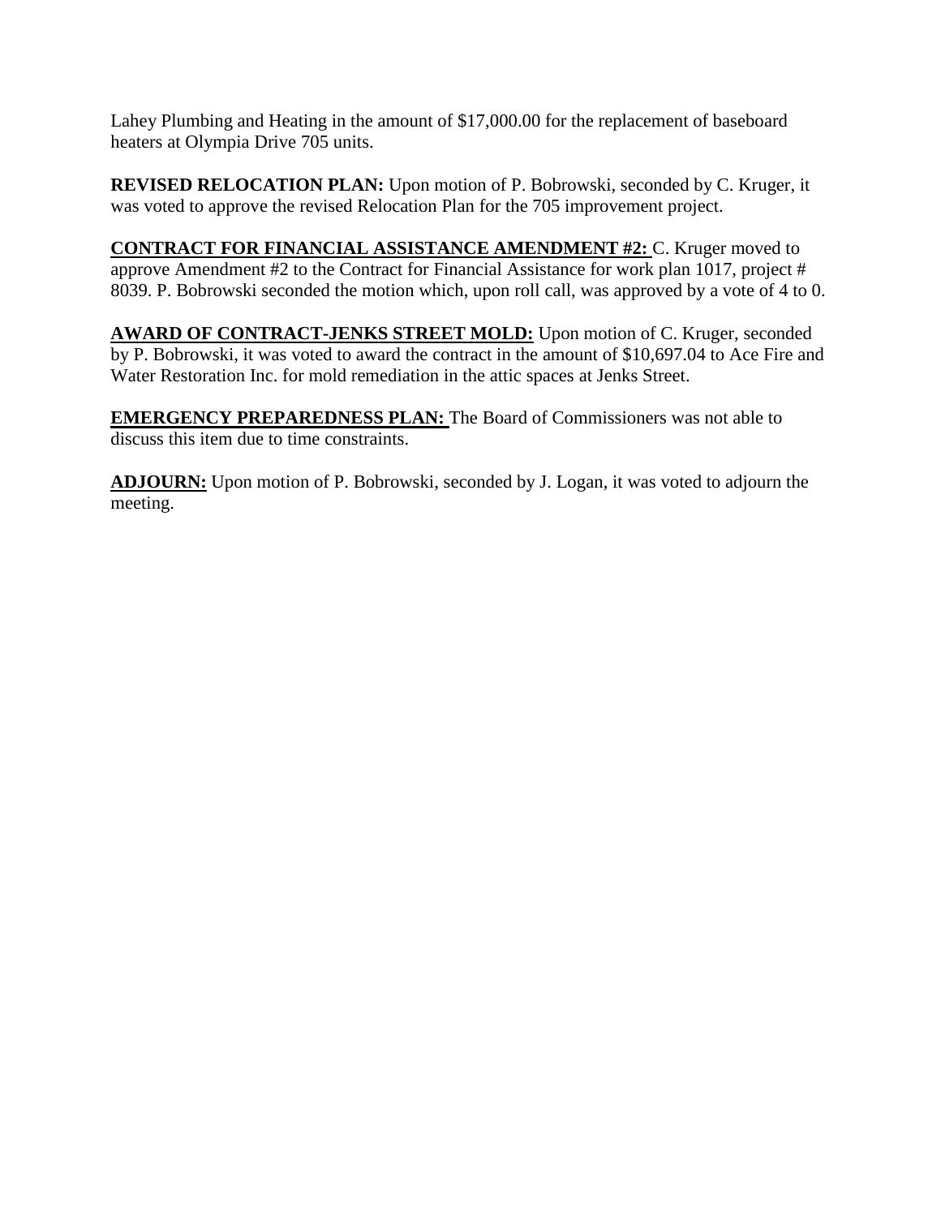Lahey Plumbing and Heating in the amount of $17,000.00 for the replacement of baseboard heaters at Olympia Drive 705 units.

**REVISED RELOCATION PLAN:** Upon motion of P. Bobrowski, seconded by C. Kruger, it was voted to approve the revised Relocation Plan for the 705 improvement project.

**CONTRACT FOR FINANCIAL ASSISTANCE AMENDMENT #2:** C. Kruger moved to approve Amendment #2 to the Contract for Financial Assistance for work plan 1017, project # 8039. P. Bobrowski seconded the motion which, upon roll call, was approved by a vote of 4 to 0.

**AWARD OF CONTRACT-JENKS STREET MOLD:** Upon motion of C. Kruger, seconded by P. Bobrowski, it was voted to award the contract in the amount of $10,697.04 to Ace Fire and Water Restoration Inc. for mold remediation in the attic spaces at Jenks Street.

**EMERGENCY PREPAREDNESS PLAN:** The Board of Commissioners was not able to discuss this item due to time constraints.

**ADJOURN:** Upon motion of P. Bobrowski, seconded by J. Logan, it was voted to adjourn the meeting.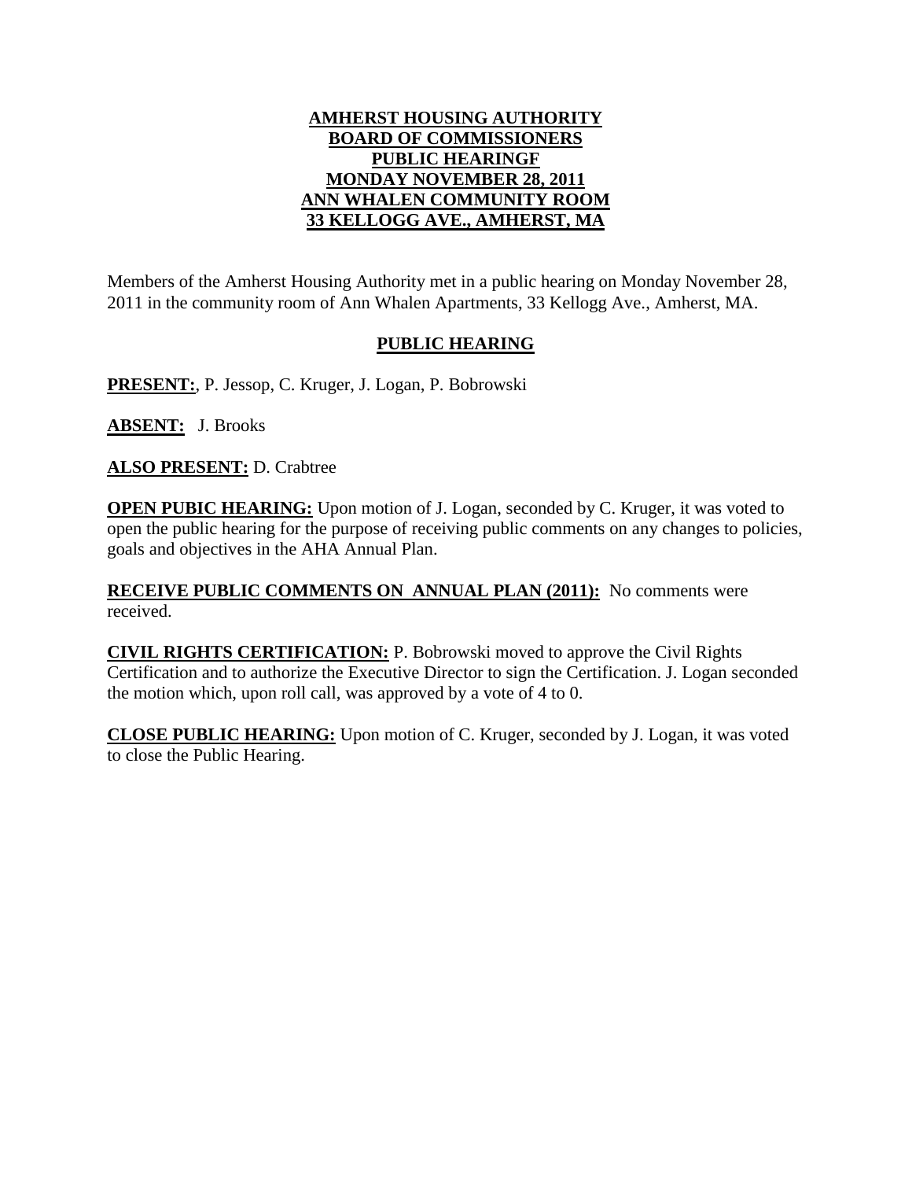**AMHERST HOUSING AUTHORITY**
**BOARD OF COMMISSIONERS**
**PUBLIC HEARINGF**
**MONDAY NOVEMBER 28, 2011**
**ANN WHALEN COMMUNITY ROOM**
**33 KELLOGG AVE., AMHERST, MA**

Members of the Amherst Housing Authority met in a public hearing on Monday November 28, 2011 in the community room of Ann Whalen Apartments, 33 Kellogg Ave., Amherst, MA.

## PUBLIC HEARING

**PRESENT:**, P. Jessop, C. Kruger, J. Logan, P. Bobrowski

**ABSENT:** J. Brooks

**ALSO PRESENT:** D. Crabtree

**OPEN PUBIC HEARING:** Upon motion of J. Logan, seconded by C. Kruger, it was voted to open the public hearing for the purpose of receiving public comments on any changes to policies, goals and objectives in the AHA Annual Plan.

**RECEIVE PUBLIC COMMENTS ON ANNUAL PLAN (2011):** No comments were received.

**CIVIL RIGHTS CERTIFICATION:** P. Bobrowski moved to approve the Civil Rights Certification and to authorize the Executive Director to sign the Certification. J. Logan seconded the motion which, upon roll call, was approved by a vote of 4 to 0.

**CLOSE PUBLIC HEARING:** Upon motion of C. Kruger, seconded by J. Logan, it was voted to close the Public Hearing.